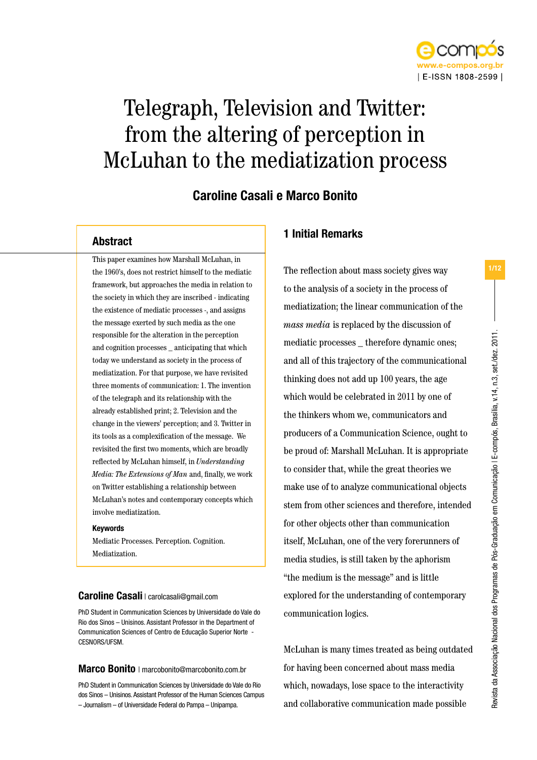# Telegraph, Television and Twitter: from the altering of perception in McLuhan to the mediatization process

## Caroline Casali e Marco Bonito

### Abstract

This paper examines how Marshall McLuhan, in the 1960's, does not restrict himself to the mediatic framework, but approaches the media in relation to the society in which they are inscribed - indicating the existence of mediatic processes -, and assigns the message exerted by such media as the one responsible for the alteration in the perception and cognition processes _ anticipating that which today we understand as society in the process of mediatization. For that purpose, we have revisited three moments of communication: 1. The invention of the telegraph and its relationship with the already established print; 2. Television and the change in the viewers' perception; and 3. Twitter in its tools as a complexification of the message. We revisited the first two moments, which are broadly reflected by McLuhan himself, in *Understanding Media: The Extensions of Man* and, finally, we work on Twitter establishing a relationship between McLuhan's notes and contemporary concepts which involve mediatization.

**Keywords**

Mediatic Processes. Perception. Cognition. Mediatization.

**Caroline Casali** | carolcasali@gmail.com

PhD Student in Communication Sciences by Universidade do Vale do Rio dos Sinos – Unisinos. Assistant Professor in the Department of Communication Sciences of Centro de Educação Superior Norte - CESNORS/UFSM.

**Marco Bonito** | marcobonito@marcobonito.com.br

PhD Student in Communication Sciences by Universidade do Vale do Rio dos Sinos – Unisinos. Assistant Professor of the Human Sciences Campus – Journalism – of Universidade Federal do Pampa – Unipampa.

## 1 Initial Remarks

The reflection about mass society gives way to the analysis of a society in the process of mediatization; the linear communication of the *mass media* is replaced by the discussion of mediatic processes _ therefore dynamic ones; and all of this trajectory of the communicational thinking does not add up 100 years, the age which would be celebrated in 2011 by one of the thinkers whom we, communicators and producers of a Communication Science, ought to be proud of: Marshall McLuhan. It is appropriate to consider that, while the great theories we make use of to analyze communicational objects stem from other sciences and therefore, intended for other objects other than communication itself, McLuhan, one of the very forerunners of media studies, is still taken by the aphorism "the medium is the message" and is little explored for the understanding of contemporary communication logics.

McLuhan is many times treated as being outdated for having been concerned about mass media which, nowadays, lose space to the interactivity and collaborative communication made possible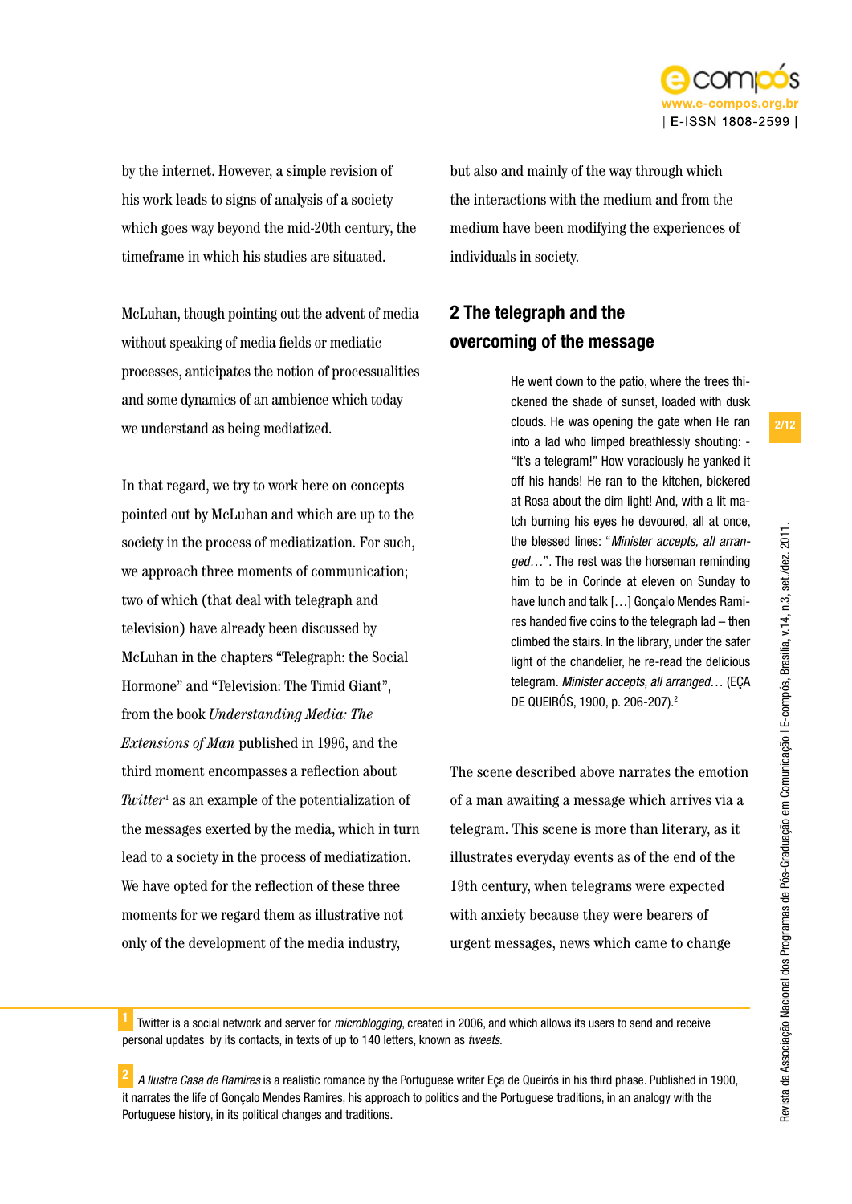by the internet. However, a simple revision of his work leads to signs of analysis of a society which goes way beyond the mid-20th century, the timeframe in which his studies are situated.

McLuhan, though pointing out the advent of media without speaking of media fields or mediatic processes, anticipates the notion of processualities and some dynamics of an ambience which today we understand as being mediatized.

In that regard, we try to work here on concepts pointed out by McLuhan and which are up to the society in the process of mediatization. For such, we approach three moments of communication; two of which (that deal with telegraph and television) have already been discussed by McLuhan in the chapters "Telegraph: the Social Hormone" and "Television: The Timid Giant", from the book *Understanding Media: The Extensions of Man* published in 1996, and the third moment encompasses a reflection about *Twitter*[1] as an example of the potentialization of the messages exerted by the media, which in turn lead to a society in the process of mediatization. We have opted for the reflection of these three moments for we regard them as illustrative not only of the development of the media industry, but also and mainly of the way through which the interactions with the medium and from the medium have been modifying the experiences of individuals in society.

## 2 The telegraph and the overcoming of the message

> He went down to the patio, where the trees thickened the shade of sunset, loaded with dusk clouds. He was opening the gate when He ran into a lad who limped breathlessly shouting: - "It's a telegram!" How voraciously he yanked it off his hands! He ran to the kitchen, bickered at Rosa about the dim light! And, with a lit match burning his eyes he devoured, all at once, the blessed lines: "*Minister accepts, all arranged…*". The rest was the horseman reminding him to be in Corinde at eleven on Sunday to have lunch and talk […] Gonçalo Mendes Ramires handed five coins to the telegraph lad – then climbed the stairs. In the library, under the safer light of the chandelier, he re-read the delicious telegram. *Minister accepts, all arranged…* (EÇA DE QUEIRÓS, 1900, p. 206-207).[2]

The scene described above narrates the emotion of a man awaiting a message which arrives via a telegram. This scene is more than literary, as it illustrates everyday events as of the end of the 19th century, when telegrams were expected with anxiety because they were bearers of urgent messages, news which came to change

---

[1] Twitter is a social network and server for *microblogging*, created in 2006, and which allows its users to send and receive personal updates by its contacts, in texts of up to 140 letters, known as *tweets*.

[2] *A Ilustre Casa de Ramires* is a realistic romance by the Portuguese writer Eça de Queirós in his third phase. Published in 1900, it narrates the life of Gonçalo Mendes Ramires, his approach to politics and the Portuguese traditions, in an analogy with the Portuguese history, in its political changes and traditions.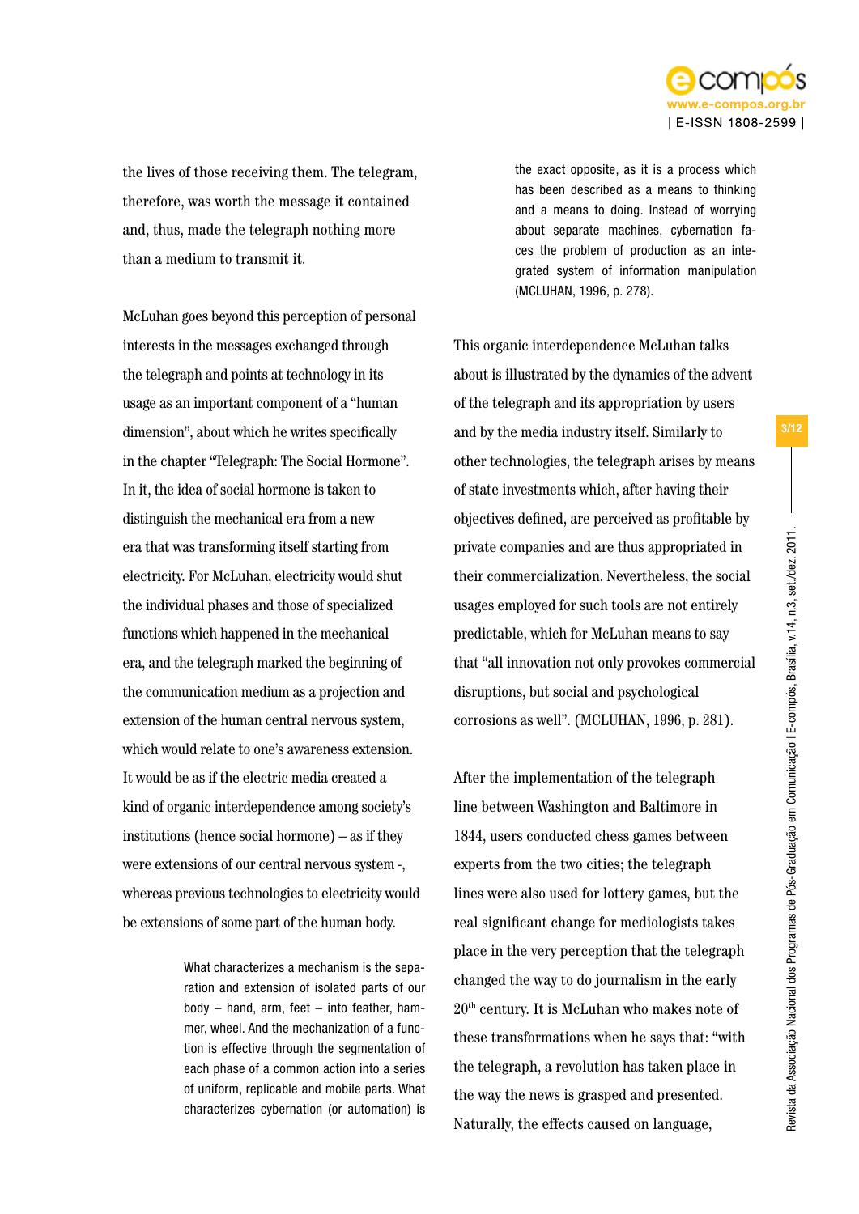the lives of those receiving them. The telegram, therefore, was worth the message it contained and, thus, made the telegraph nothing more than a medium to transmit it.

McLuhan goes beyond this perception of personal interests in the messages exchanged through the telegraph and points at technology in its usage as an important component of a "human dimension", about which he writes specifically in the chapter "Telegraph: The Social Hormone". In it, the idea of social hormone is taken to distinguish the mechanical era from a new era that was transforming itself starting from electricity. For McLuhan, electricity would shut the individual phases and those of specialized functions which happened in the mechanical era, and the telegraph marked the beginning of the communication medium as a projection and extension of the human central nervous system, which would relate to one's awareness extension. It would be as if the electric media created a kind of organic interdependence among society's institutions (hence social hormone) – as if they were extensions of our central nervous system -, whereas previous technologies to electricity would be extensions of some part of the human body.

> What characterizes a mechanism is the separation and extension of isolated parts of our body – hand, arm, feet – into feather, hammer, wheel. And the mechanization of a function is effective through the segmentation of each phase of a common action into a series of uniform, replicable and mobile parts. What characterizes cybernation (or automation) is the exact opposite, as it is a process which has been described as a means to thinking and a means to doing. Instead of worrying about separate machines, cybernation faces the problem of production as an integrated system of information manipulation (MCLUHAN, 1996, p. 278).

This organic interdependence McLuhan talks about is illustrated by the dynamics of the advent of the telegraph and its appropriation by users and by the media industry itself. Similarly to other technologies, the telegraph arises by means of state investments which, after having their objectives defined, are perceived as profitable by private companies and are thus appropriated in their commercialization. Nevertheless, the social usages employed for such tools are not entirely predictable, which for McLuhan means to say that "all innovation not only provokes commercial disruptions, but social and psychological corrosions as well". (MCLUHAN, 1996, p. 281).

After the implementation of the telegraph line between Washington and Baltimore in 1844, users conducted chess games between experts from the two cities; the telegraph lines were also used for lottery games, but the real significant change for mediologists takes place in the very perception that the telegraph changed the way to do journalism in the early 20th century. It is McLuhan who makes note of these transformations when he says that: "with the telegraph, a revolution has taken place in the way the news is grasped and presented. Naturally, the effects caused on language,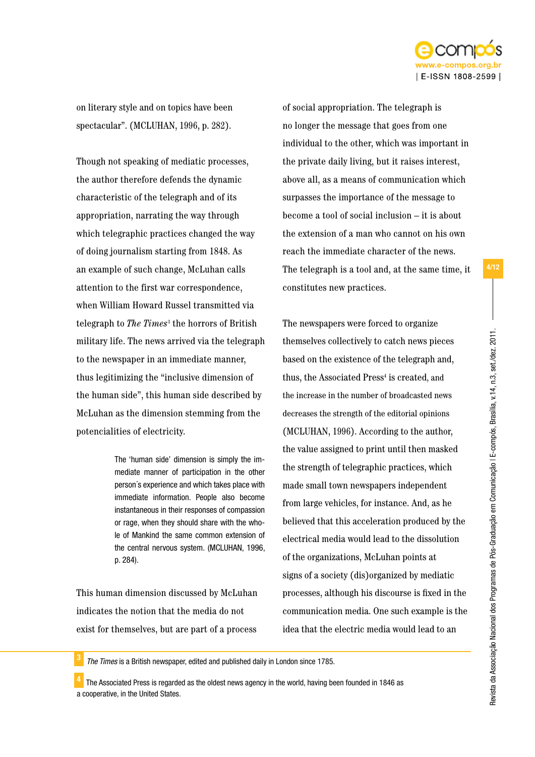on literary style and on topics have been spectacular". (MCLUHAN, 1996, p. 282).

Though not speaking of mediatic processes, the author therefore defends the dynamic characteristic of the telegraph and of its appropriation, narrating the way through which telegraphic practices changed the way of doing journalism starting from 1848. As an example of such change, McLuhan calls attention to the first war correspondence, when William Howard Russel transmitted via telegraph to *The Times*[3] the horrors of British military life. The news arrived via the telegraph to the newspaper in an immediate manner, thus legitimizing the "inclusive dimension of the human side", this human side described by McLuhan as the dimension stemming from the potencialities of electricity.

> The 'human side' dimension is simply the immediate manner of participation in the other person´s experience and which takes place with immediate information. People also become instantaneous in their responses of compassion or rage, when they should share with the whole of Mankind the same common extension of the central nervous system. (MCLUHAN, 1996, p. 284).

This human dimension discussed by McLuhan indicates the notion that the media do not exist for themselves, but are part of a process of social appropriation. The telegraph is no longer the message that goes from one individual to the other, which was important in the private daily living, but it raises interest, above all, as a means of communication which surpasses the importance of the message to become a tool of social inclusion – it is about the extension of a man who cannot on his own reach the immediate character of the news. The telegraph is a tool and, at the same time, it constitutes new practices.

The newspapers were forced to organize themselves collectively to catch news pieces based on the existence of the telegraph and, thus, the Associated Press[4] is created, and the increase in the number of broadcasted news decreases the strength of the editorial opinions (MCLUHAN, 1996). According to the author, the value assigned to print until then masked the strength of telegraphic practices, which made small town newspapers independent from large vehicles, for instance. And, as he believed that this acceleration produced by the electrical media would lead to the dissolution of the organizations, McLuhan points at signs of a society (dis)organized by mediatic processes, although his discourse is fixed in the communication media. One such example is the idea that the electric media would lead to an

[3] *The Times* is a British newspaper, edited and published daily in London since 1785.

[4] The Associated Press is regarded as the oldest news agency in the world, having been founded in 1846 as a cooperative, in the United States.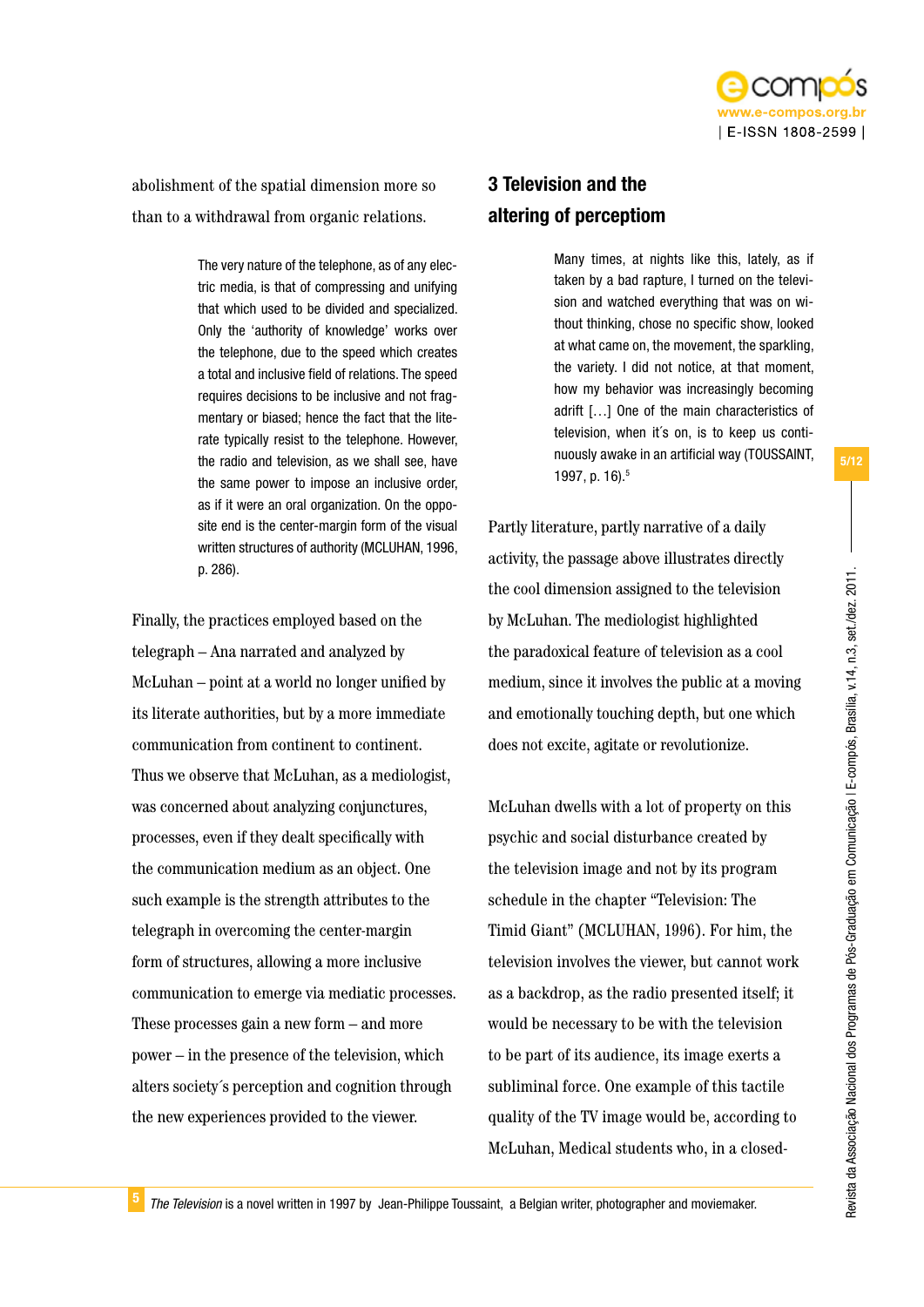abolishment of the spatial dimension more so than to a withdrawal from organic relations.

> The very nature of the telephone, as of any electric media, is that of compressing and unifying that which used to be divided and specialized. Only the 'authority of knowledge' works over the telephone, due to the speed which creates a total and inclusive field of relations. The speed requires decisions to be inclusive and not fragmentary or biased; hence the fact that the literate typically resist to the telephone. However, the radio and television, as we shall see, have the same power to impose an inclusive order, as if it were an oral organization. On the opposite end is the center-margin form of the visual written structures of authority (MCLUHAN, 1996, p. 286).

Finally, the practices employed based on the telegraph – Ana narrated and analyzed by McLuhan – point at a world no longer unified by its literate authorities, but by a more immediate communication from continent to continent. Thus we observe that McLuhan, as a mediologist, was concerned about analyzing conjunctures, processes, even if they dealt specifically with the communication medium as an object. One such example is the strength attributes to the telegraph in overcoming the center-margin form of structures, allowing a more inclusive communication to emerge via mediatic processes. These processes gain a new form – and more power – in the presence of the television, which alters society´s perception and cognition through the new experiences provided to the viewer.

## 3 Television and the altering of perceptiom

> Many times, at nights like this, lately, as if taken by a bad rapture, I turned on the television and watched everything that was on without thinking, chose no specific show, looked at what came on, the movement, the sparkling, the variety. I did not notice, at that moment, how my behavior was increasingly becoming adrift […] One of the main characteristics of television, when it´s on, is to keep us continuously awake in an artificial way (TOUSSAINT, 1997, p. 16).[5]

Partly literature, partly narrative of a daily activity, the passage above illustrates directly the cool dimension assigned to the television by McLuhan. The mediologist highlighted the paradoxical feature of television as a cool medium, since it involves the public at a moving and emotionally touching depth, but one which does not excite, agitate or revolutionize.

McLuhan dwells with a lot of property on this psychic and social disturbance created by the television image and not by its program schedule in the chapter "Television: The Timid Giant" (MCLUHAN, 1996). For him, the television involves the viewer, but cannot work as a backdrop, as the radio presented itself; it would be necessary to be with the television to be part of its audience, its image exerts a subliminal force. One example of this tactile quality of the TV image would be, according to McLuhan, Medical students who, in a closed-

---

[5] *The Television* is a novel written in 1997 by Jean-Philippe Toussaint, a Belgian writer, photographer and moviemaker.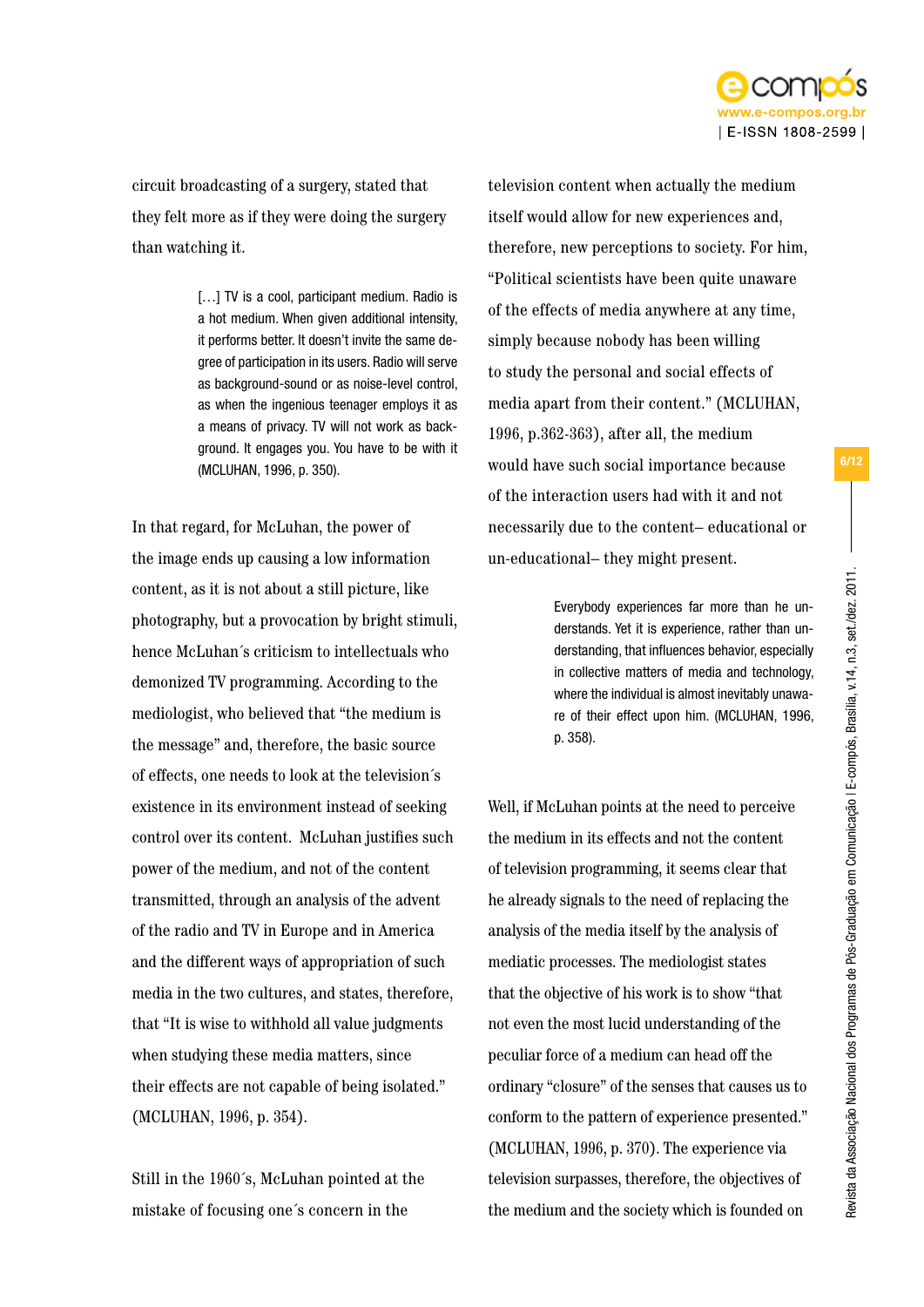circuit broadcasting of a surgery, stated that they felt more as if they were doing the surgery than watching it.

> […] TV is a cool, participant medium. Radio is a hot medium. When given additional intensity, it performs better. It doesn't invite the same degree of participation in its users. Radio will serve as background-sound or as noise-level control, as when the ingenious teenager employs it as a means of privacy. TV will not work as background. It engages you. You have to be with it (MCLUHAN, 1996, p. 350).

In that regard, for McLuhan, the power of the image ends up causing a low information content, as it is not about a still picture, like photography, but a provocation by bright stimuli, hence McLuhan´s criticism to intellectuals who demonized TV programming. According to the mediologist, who believed that "the medium is the message" and, therefore, the basic source of effects, one needs to look at the television´s existence in its environment instead of seeking control over its content. McLuhan justifies such power of the medium, and not of the content transmitted, through an analysis of the advent of the radio and TV in Europe and in America and the different ways of appropriation of such media in the two cultures, and states, therefore, that "It is wise to withhold all value judgments when studying these media matters, since their effects are not capable of being isolated." (MCLUHAN, 1996, p. 354).

Still in the 1960´s, McLuhan pointed at the mistake of focusing one´s concern in the television content when actually the medium itself would allow for new experiences and, therefore, new perceptions to society. For him, "Political scientists have been quite unaware of the effects of media anywhere at any time, simply because nobody has been willing to study the personal and social effects of media apart from their content." (MCLUHAN, 1996, p.362-363), after all, the medium would have such social importance because of the interaction users had with it and not necessarily due to the content– educational or un-educational– they might present.

> Everybody experiences far more than he understands. Yet it is experience, rather than understanding, that influences behavior, especially in collective matters of media and technology, where the individual is almost inevitably unaware of their effect upon him. (MCLUHAN, 1996, p. 358).

Well, if McLuhan points at the need to perceive the medium in its effects and not the content of television programming, it seems clear that he already signals to the need of replacing the analysis of the media itself by the analysis of mediatic processes. The mediologist states that the objective of his work is to show "that not even the most lucid understanding of the peculiar force of a medium can head off the ordinary "closure" of the senses that causes us to conform to the pattern of experience presented." (MCLUHAN, 1996, p. 370). The experience via television surpasses, therefore, the objectives of the medium and the society which is founded on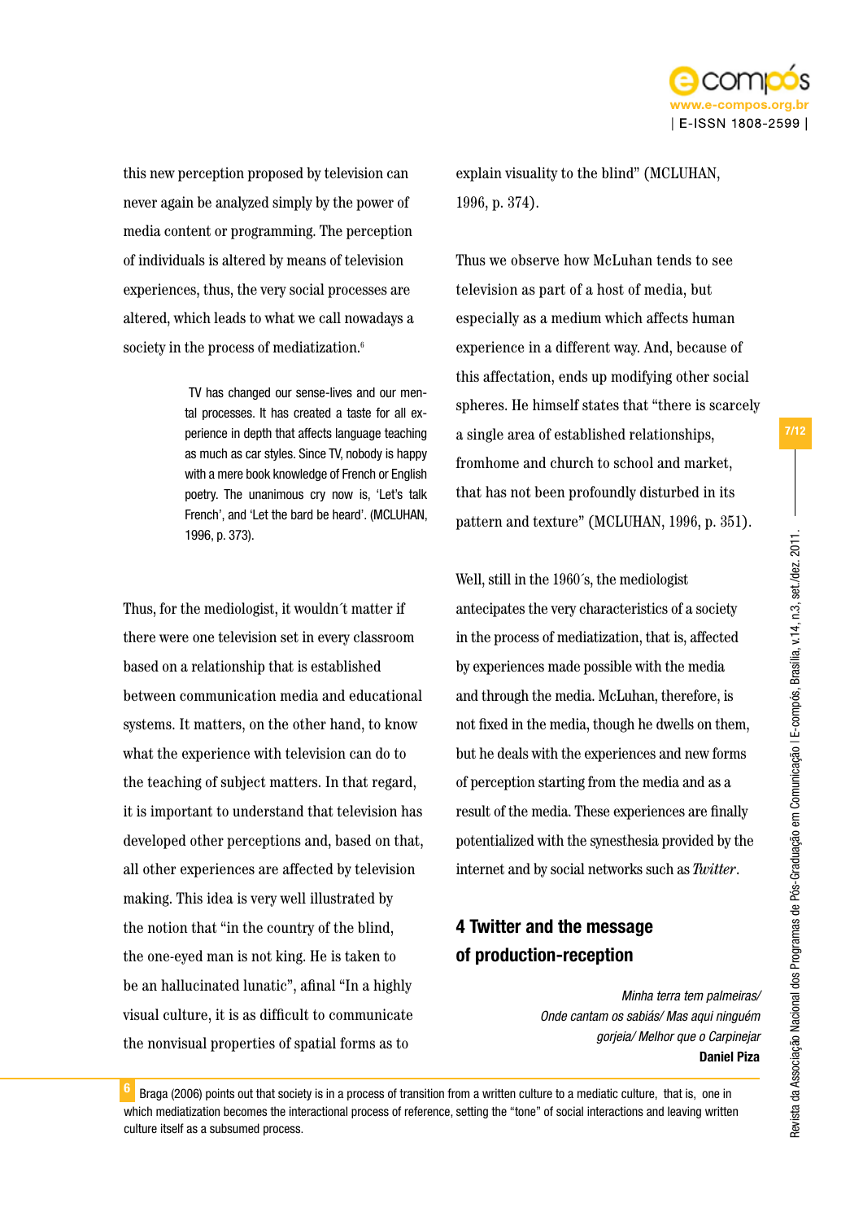this new perception proposed by television can never again be analyzed simply by the power of media content or programming. The perception of individuals is altered by means of television experiences, thus, the very social processes are altered, which leads to what we call nowadays a society in the process of mediatization.[6]

> TV has changed our sense-lives and our mental processes. It has created a taste for all experience in depth that affects language teaching as much as car styles. Since TV, nobody is happy with a mere book knowledge of French or English poetry. The unanimous cry now is, 'Let's talk French', and 'Let the bard be heard'. (MCLUHAN, 1996, p. 373).

Thus, for the mediologist, it wouldn´t matter if there were one television set in every classroom based on a relationship that is established between communication media and educational systems. It matters, on the other hand, to know what the experience with television can do to the teaching of subject matters. In that regard, it is important to understand that television has developed other perceptions and, based on that, all other experiences are affected by television making. This idea is very well illustrated by the notion that "in the country of the blind, the one-eyed man is not king. He is taken to be an hallucinated lunatic", afinal "In a highly visual culture, it is as difficult to communicate the nonvisual properties of spatial forms as to explain visuality to the blind" (MCLUHAN, 1996, p. 374).

Thus we observe how McLuhan tends to see television as part of a host of media, but especially as a medium which affects human experience in a different way. And, because of this affectation, ends up modifying other social spheres. He himself states that "there is scarcely a single area of established relationships, fromhome and church to school and market, that has not been profoundly disturbed in its pattern and texture" (MCLUHAN, 1996, p. 351).

Well, still in the 1960´s, the mediologist antecipates the very characteristics of a society in the process of mediatization, that is, affected by experiences made possible with the media and through the media. McLuhan, therefore, is not fixed in the media, though he dwells on them, but he deals with the experiences and new forms of perception starting from the media and as a result of the media. These experiences are finally potentialized with the synesthesia provided by the internet and by social networks such as *Twitter*.

## 4 Twitter and the message of production-reception

> *Minha terra tem palmeiras/ Onde cantam os sabiás/ Mas aqui ninguém gorjeia/ Melhor que o Carpinejar*
>
> **Daniel Piza**

---

[6] Braga (2006) points out that society is in a process of transition from a written culture to a mediatic culture, that is, one in which mediatization becomes the interactional process of reference, setting the "tone" of social interactions and leaving written culture itself as a subsumed process.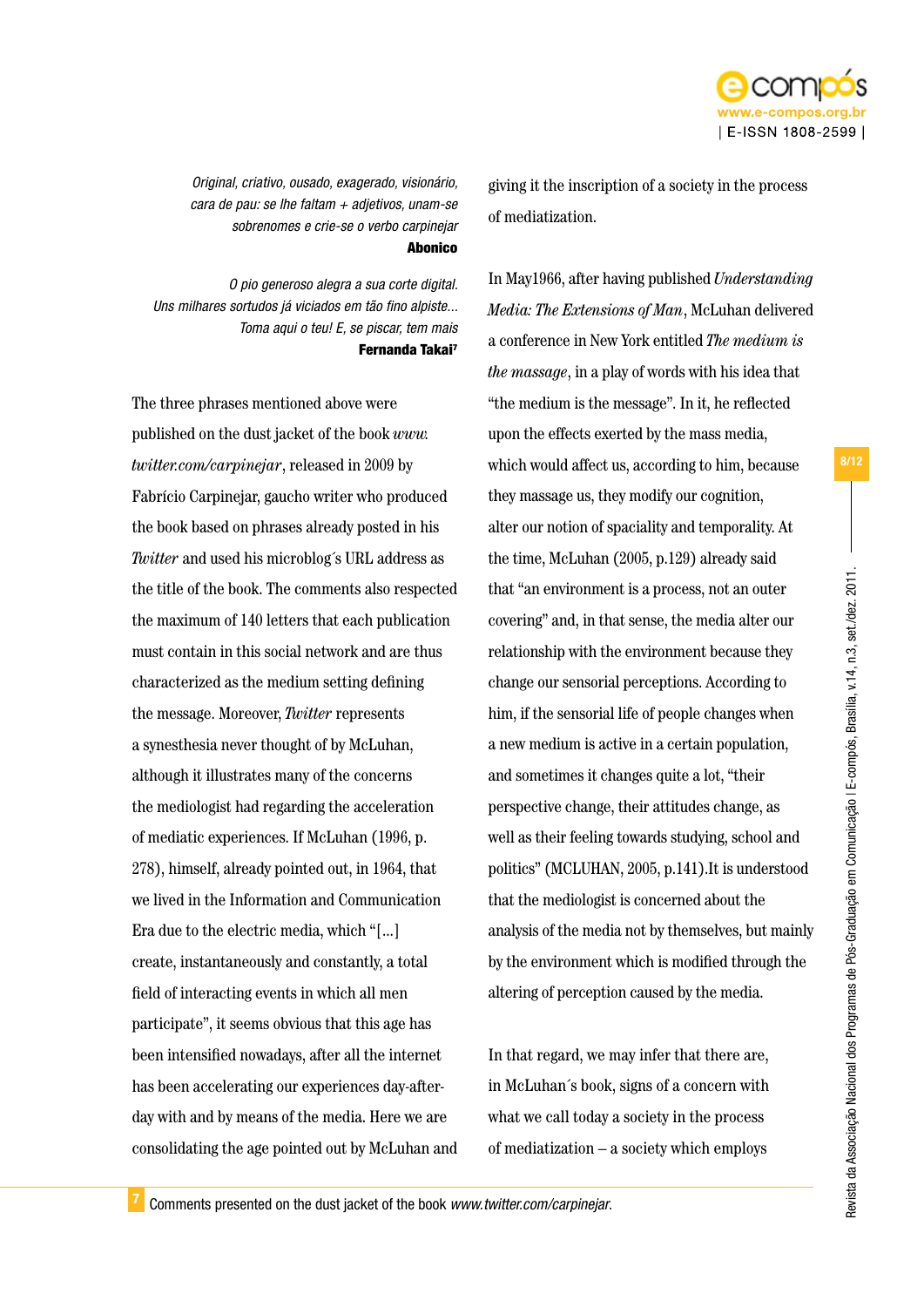*Original, criativo, ousado, exagerado, visionário, cara de pau: se lhe faltam + adjetivos, unam-se sobrenomes e crie-se o verbo carpinejar*
**Abonico**

*O pio generoso alegra a sua corte digital. Uns milhares sortudos já viciados em tão fino alpiste... Toma aqui o teu! E, se piscar, tem mais*
**Fernanda Takai**[7]

The three phrases mentioned above were published on the dust jacket of the book *www.twitter.com/carpinejar*, released in 2009 by Fabrício Carpinejar, gaucho writer who produced the book based on phrases already posted in his *Twitter* and used his microblog´s URL address as the title of the book. The comments also respected the maximum of 140 letters that each publication must contain in this social network and are thus characterized as the medium setting defining the message. Moreover, *Twitter* represents a synesthesia never thought of by McLuhan, although it illustrates many of the concerns the mediologist had regarding the acceleration of mediatic experiences. If McLuhan (1996, p. 278), himself, already pointed out, in 1964, that we lived in the Information and Communication Era due to the electric media, which "[...] create, instantaneously and constantly, a total field of interacting events in which all men participate", it seems obvious that this age has been intensified nowadays, after all the internet has been accelerating our experiences day-after-day with and by means of the media. Here we are consolidating the age pointed out by McLuhan and giving it the inscription of a society in the process of mediatization.

In May1966, after having published *Understanding Media: The Extensions of Man*, McLuhan delivered a conference in New York entitled *The medium is the massage*, in a play of words with his idea that "the medium is the message". In it, he reflected upon the effects exerted by the mass media, which would affect us, according to him, because they massage us, they modify our cognition, alter our notion of spaciality and temporality. At the time, McLuhan (2005, p.129) already said that "an environment is a process, not an outer covering" and, in that sense, the media alter our relationship with the environment because they change our sensorial perceptions. According to him, if the sensorial life of people changes when a new medium is active in a certain population, and sometimes it changes quite a lot, "their perspective change, their attitudes change, as well as their feeling towards studying, school and politics" (MCLUHAN, 2005, p.141).It is understood that the mediologist is concerned about the analysis of the media not by themselves, but mainly by the environment which is modified through the altering of perception caused by the media.

In that regard, we may infer that there are, in McLuhan´s book, signs of a concern with what we call today a society in the process of mediatization – a society which employs

---

[7] Comments presented on the dust jacket of the book *www.twitter.com/carpinejar*.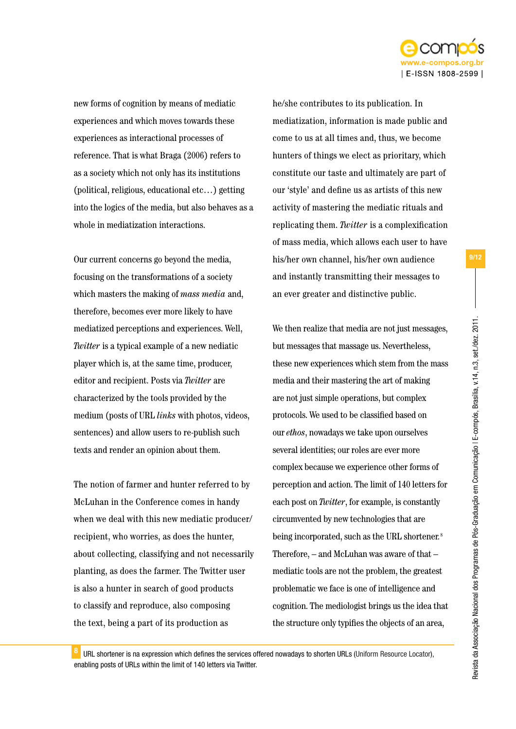new forms of cognition by means of mediatic experiences and which moves towards these experiences as interactional processes of reference. That is what Braga (2006) refers to as a society which not only has its institutions (political, religious, educational etc…) getting into the logics of the media, but also behaves as a whole in mediatization interactions.

Our current concerns go beyond the media, focusing on the transformations of a society which masters the making of *mass media* and, therefore, becomes ever more likely to have mediatized perceptions and experiences. Well, *Twitter* is a typical example of a new nediatic player which is, at the same time, producer, editor and recipient. Posts via *Twitter* are characterized by the tools provided by the medium (posts of URL *links* with photos, videos, sentences) and allow users to re-publish such texts and render an opinion about them.

The notion of farmer and hunter referred to by McLuhan in the Conference comes in handy when we deal with this new mediatic producer/recipient, who worries, as does the hunter, about collecting, classifying and not necessarily planting, as does the farmer. The Twitter user is also a hunter in search of good products to classify and reproduce, also composing the text, being a part of its production as he/she contributes to its publication. In mediatization, information is made public and come to us at all times and, thus, we become hunters of things we elect as prioritary, which constitute our taste and ultimately are part of our 'style' and define us as artists of this new activity of mastering the mediatic rituals and replicating them. *Twitter* is a complexification of mass media, which allows each user to have his/her own channel, his/her own audience and instantly transmitting their messages to an ever greater and distinctive public.

We then realize that media are not just messages, but messages that massage us. Nevertheless, these new experiences which stem from the mass media and their mastering the art of making are not just simple operations, but complex protocols. We used to be classified based on our *ethos*, nowadays we take upon ourselves several identities; our roles are ever more complex because we experience other forms of perception and action. The limit of 140 letters for each post on *Twitter*, for example, is constantly circumvented by new technologies that are being incorporated, such as the URL shortener.[8] Therefore, – and McLuhan was aware of that – mediatic tools are not the problem, the greatest problematic we face is one of intelligence and cognition. The mediologist brings us the idea that the structure only typifies the objects of an area,

---

[8] URL shortener is na expression which defines the services offered nowadays to shorten URLs (Uniform Resource Locator), enabling posts of URLs within the limit of 140 letters via Twitter.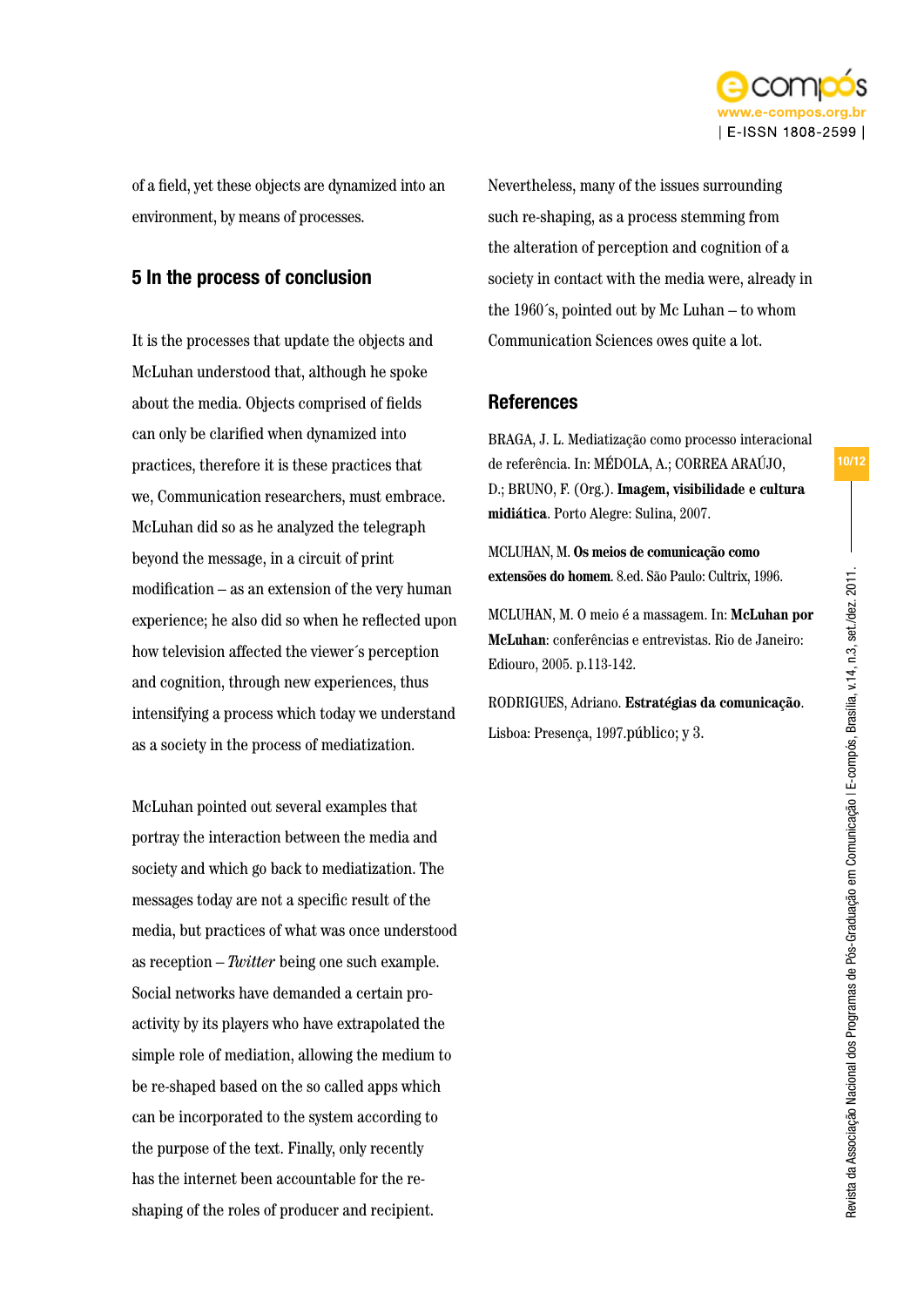of a field, yet these objects are dynamized into an environment, by means of processes.

## 5 In the process of conclusion

It is the processes that update the objects and McLuhan understood that, although he spoke about the media. Objects comprised of fields can only be clarified when dynamized into practices, therefore it is these practices that we, Communication researchers, must embrace. McLuhan did so as he analyzed the telegraph beyond the message, in a circuit of print modification – as an extension of the very human experience; he also did so when he reflected upon how television affected the viewer´s perception and cognition, through new experiences, thus intensifying a process which today we understand as a society in the process of mediatization.

McLuhan pointed out several examples that portray the interaction between the media and society and which go back to mediatization. The messages today are not a specific result of the media, but practices of what was once understood as reception – *Twitter* being one such example. Social networks have demanded a certain pro-activity by its players who have extrapolated the simple role of mediation, allowing the medium to be re-shaped based on the so called apps which can be incorporated to the system according to the purpose of the text. Finally, only recently has the internet been accountable for the re-shaping of the roles of producer and recipient.

Nevertheless, many of the issues surrounding such re-shaping, as a process stemming from the alteration of perception and cognition of a society in contact with the media were, already in the 1960´s, pointed out by Mc Luhan – to whom Communication Sciences owes quite a lot.

## References

BRAGA, J. L. Mediatização como processo interacional de referência. In: MÉDOLA, A.; CORREA ARAÚJO, D.; BRUNO, F. (Org.). **Imagem, visibilidade e cultura midiática**. Porto Alegre: Sulina, 2007.

MCLUHAN, M. **Os meios de comunicação como extensões do homem**. 8.ed. São Paulo: Cultrix, 1996.

MCLUHAN, M. O meio é a massagem. In: **McLuhan por McLuhan**: conferências e entrevistas. Rio de Janeiro: Ediouro, 2005. p.113-142.

RODRIGUES, Adriano. **Estratégias da comunicação**. Lisboa: Presença, 1997.público; y 3.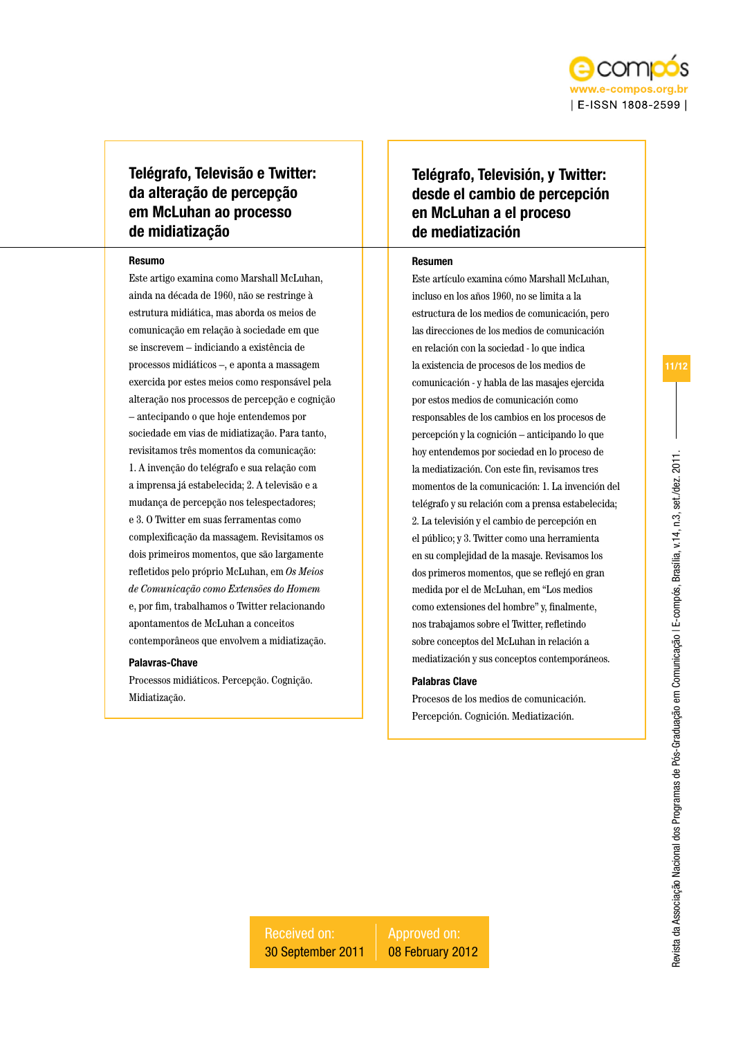# Telégrafo, Televisão e Twitter: da alteração de percepção em McLuhan ao processo de midiatização

**Resumo**

Este artigo examina como Marshall McLuhan, ainda na década de 1960, não se restringe à estrutura midiática, mas aborda os meios de comunicação em relação à sociedade em que se inscrevem – indicando a existência de processos midiáticos –, e aponta a massagem exercida por estes meios como responsável pela alteração nos processos de percepção e cognição – antecipando o que hoje entendemos por sociedade em vias de midiatização. Para tanto, revisitamos três momentos da comunicação: 1. A invenção do telégrafo e sua relação com a imprensa já estabelecida; 2. A televisão e a mudança de percepção nos telespectadores; e 3. O Twitter em suas ferramentas como complexificação da massagem. Revisitamos os dois primeiros momentos, que são largamente refletidos pelo próprio McLuhan, em *Os Meios de Comunicação como Extensões do Homem* e, por fim, trabalhamos o Twitter relacionando apontamentos de McLuhan a conceitos contemporâneos que envolvem a midiatização.

**Palavras-Chave**

Processos midiáticos. Percepção. Cognição. Midiatização.

# Telégrafo, Televisión, y Twitter: desde el cambio de percepción en McLuhan a el proceso de mediatización

**Resumen**

Este artículo examina cómo Marshall McLuhan, incluso en los años 1960, no se limita a la estructura de los medios de comunicación, pero las direcciones de los medios de comunicación en relación con la sociedad - lo que indica la existencia de procesos de los medios de comunicación - y habla de las masajes ejercida por estos medios de comunicación como responsables de los cambios en los procesos de percepción y la cognición – anticipando lo que hoy entendemos por sociedad en lo proceso de la mediatización. Con este fin, revisamos tres momentos de la comunicación: 1. La invención del telégrafo y su relación com a prensa estabelecida; 2. La televisión y el cambio de percepción en el público; y 3. Twitter como una herramienta en su complejidad de la masaje. Revisamos los dos primeros momentos, que se reflejó en gran medida por el de McLuhan, em "Los medios como extensiones del hombre" y, finalmente, nos trabajamos sobre el Twitter, refletindo sobre conceptos del McLuhan in relación a mediatización y sus conceptos contemporáneos.

**Palabras Clave**

Procesos de los medios de comunicación. Percepción. Cognición. Mediatización.

Received on: 30 September 2011

Approved on: 08 February 2012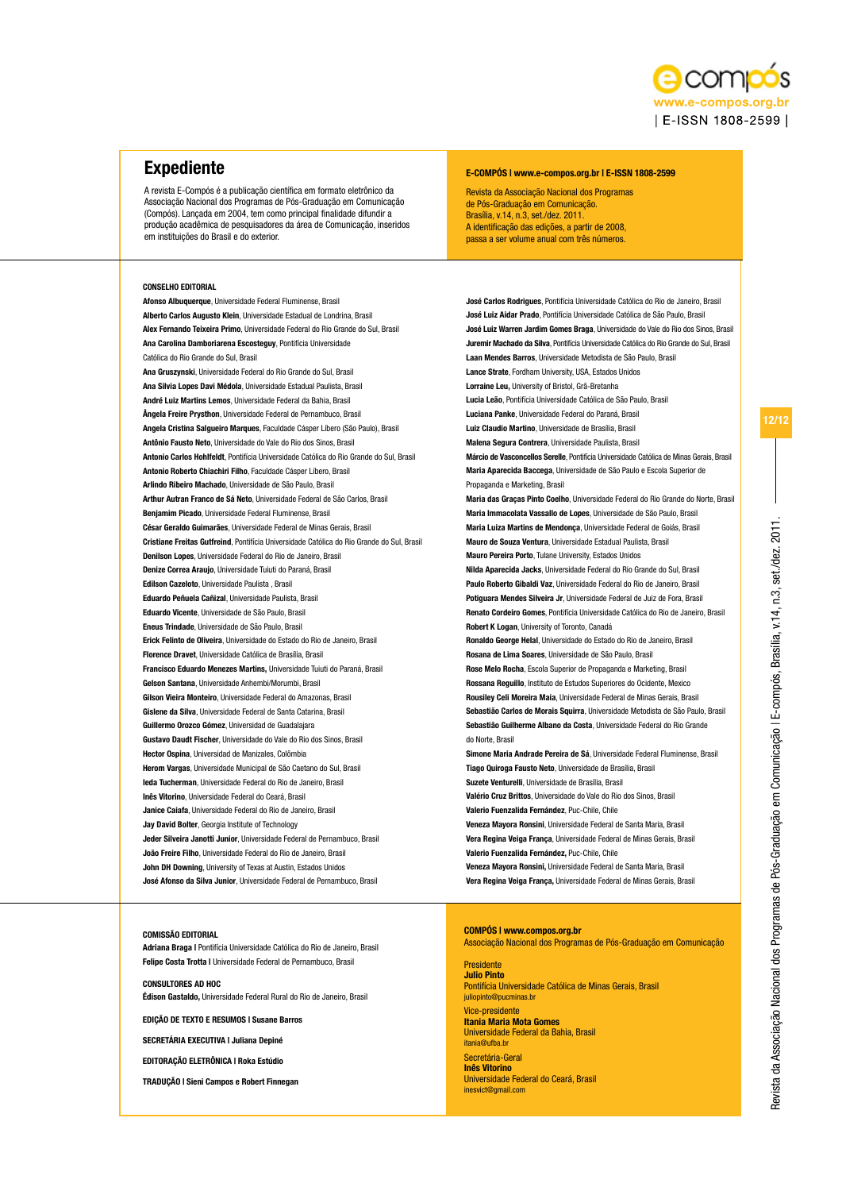# Expediente

A revista E-Compós é a publicação científica em formato eletrônico da Associação Nacional dos Programas de Pós-Graduação em Comunicação (Compós). Lançada em 2004, tem como principal finalidade difundir a produção acadêmica de pesquisadores da área de Comunicação, inseridos em instituições do Brasil e do exterior.

**E-COMPÓS | www.e-compos.org.br | E-ISSN 1808-2599**

Revista da Associação Nacional dos Programas de Pós-Graduação em Comunicação. Brasília, v.14, n.3, set./dez. 2011.
A identificação das edições, a partir de 2008, passa a ser volume anual com três números.

**CONSELHO EDITORIAL**

**Afonso Albuquerque**, Universidade Federal Fluminense, Brasil
**Alberto Carlos Augusto Klein**, Universidade Estadual de Londrina, Brasil
**Alex Fernando Teixeira Primo**, Universidade Federal do Rio Grande do Sul, Brasil
**Ana Carolina Damboriarena Escosteguy**, Pontifícia Universidade Católica do Rio Grande do Sul, Brasil
**Ana Gruszynski**, Universidade Federal do Rio Grande do Sul, Brasil
**Ana Silvia Lopes Davi Médola**, Universidade Estadual Paulista, Brasil
**André Luiz Martins Lemos**, Universidade Federal da Bahia, Brasil
**Ângela Freire Prysthon**, Universidade Federal de Pernambuco, Brasil
**Angela Cristina Salgueiro Marques**, Faculdade Cásper Líbero (São Paulo), Brasil
**Antônio Fausto Neto**, Universidade do Vale do Rio dos Sinos, Brasil
**Antonio Carlos Hohlfeldt**, Pontifícia Universidade Católica do Rio Grande do Sul, Brasil
**Antonio Roberto Chiachiri Filho**, Faculdade Cásper Líbero, Brasil
**Arlindo Ribeiro Machado**, Universidade de São Paulo, Brasil
**Arthur Autran Franco de Sá Neto**, Universidade Federal de São Carlos, Brasil
**Benjamim Picado**, Universidade Federal Fluminense, Brasil
**César Geraldo Guimarães**, Universidade Federal de Minas Gerais, Brasil
**Cristiane Freitas Gutfreind**, Pontifícia Universidade Católica do Rio Grande do Sul, Brasil
**Denilson Lopes**, Universidade Federal do Rio de Janeiro, Brasil
**Denize Correa Araujo**, Universidade Tuiuti do Paraná, Brasil
**Edilson Cazeloto**, Universidade Paulista , Brasil
**Eduardo Peñuela Cañizal**, Universidade Paulista, Brasil
**Eduardo Vicente**, Universidade de São Paulo, Brasil
**Eneus Trindade**, Universidade de São Paulo, Brasil
**Erick Felinto de Oliveira**, Universidade do Estado do Rio de Janeiro, Brasil
**Florence Dravet**, Universidade Católica de Brasília, Brasil
**Francisco Eduardo Menezes Martins,** Universidade Tuiuti do Paraná, Brasil
**Gelson Santana**, Universidade Anhembi/Morumbi, Brasil
**Gilson Vieira Monteiro**, Universidade Federal do Amazonas, Brasil
**Gislene da Silva**, Universidade Federal de Santa Catarina, Brasil
**Guillermo Orozco Gómez**, Universidad de Guadalajara
**Gustavo Daudt Fischer**, Universidade do Vale do Rio dos Sinos, Brasil
**Hector Ospina**, Universidad de Manizales, Colômbia
**Herom Vargas**, Universidade Municipal de São Caetano do Sul, Brasil
**Ieda Tucherman**, Universidade Federal do Rio de Janeiro, Brasil
**Inês Vitorino**, Universidade Federal do Ceará, Brasil
**Janice Caiafa**, Universidade Federal do Rio de Janeiro, Brasil
**Jay David Bolter**, Georgia Institute of Technology
**Jeder Silveira Janotti Junior**, Universidade Federal de Pernambuco, Brasil
**João Freire Filho**, Universidade Federal do Rio de Janeiro, Brasil
**John DH Downing**, University of Texas at Austin, Estados Unidos
**José Afonso da Silva Junior**, Universidade Federal de Pernambuco, Brasil
**José Carlos Rodrigues**, Pontifícia Universidade Católica do Rio de Janeiro, Brasil
**José Luiz Aidar Prado**, Pontifícia Universidade Católica de São Paulo, Brasil
**José Luiz Warren Jardim Gomes Braga**, Universidade do Vale do Rio dos Sinos, Brasil
**Juremir Machado da Silva**, Pontifícia Universidade Católica do Rio Grande do Sul, Brasil
**Laan Mendes Barros**, Universidade Metodista de São Paulo, Brasil
**Lance Strate**, Fordham University, USA, Estados Unidos
**Lorraine Leu**, University of Bristol, Grã-Bretanha
**Lucia Leão**, Pontifícia Universidade Católica de São Paulo, Brasil
**Luciana Panke**, Universidade Federal do Paraná, Brasil
**Luiz Claudio Martino**, Universidade de Brasília, Brasil
**Malena Segura Contrera**, Universidade Paulista, Brasil
**Márcio de Vasconcellos Serelle**, Pontifícia Universidade Católica de Minas Gerais, Brasil
**Maria Aparecida Baccega**, Universidade de São Paulo e Escola Superior de Propaganda e Marketing, Brasil
**Maria das Graças Pinto Coelho**, Universidade Federal do Rio Grande do Norte, Brasil
**Maria Immacolata Vassallo de Lopes**, Universidade de São Paulo, Brasil
**Maria Luiza Martins de Mendonça**, Universidade Federal de Goiás, Brasil
**Mauro de Souza Ventura**, Universidade Estadual Paulista, Brasil
**Mauro Pereira Porto**, Tulane University, Estados Unidos
**Nilda Aparecida Jacks**, Universidade Federal do Rio Grande do Sul, Brasil
**Paulo Roberto Gibaldi Vaz**, Universidade Federal do Rio de Janeiro, Brasil
**Potiguara Mendes Silveira Jr**, Universidade Federal de Juiz de Fora, Brasil
**Renato Cordeiro Gomes**, Pontifícia Universidade Católica do Rio de Janeiro, Brasil
**Robert K Logan**, University of Toronto, Canadá
**Ronaldo George Helal**, Universidade do Estado do Rio de Janeiro, Brasil
**Rosana de Lima Soares**, Universidade de São Paulo, Brasil
**Rose Melo Rocha**, Escola Superior de Propaganda e Marketing, Brasil
**Rossana Reguillo**, Instituto de Estudos Superiores do Ocidente, Mexico
**Rousiley Celi Moreira Maia**, Universidade Federal de Minas Gerais, Brasil
**Sebastião Carlos de Morais Squirra**, Universidade Metodista de São Paulo, Brasil
**Sebastião Guilherme Albano da Costa**, Universidade Federal do Rio Grande do Norte, Brasil
**Simone Maria Andrade Pereira de Sá**, Universidade Federal Fluminense, Brasil
**Tiago Quiroga Fausto Neto**, Universidade de Brasília, Brasil
**Suzete Venturelli**, Universidade de Brasília, Brasil
**Valério Cruz Brittos**, Universidade do Vale do Rio dos Sinos, Brasil
**Valerio Fuenzalida Fernández**, Puc-Chile, Chile
**Veneza Mayora Ronsini**, Universidade Federal de Santa Maria, Brasil
**Vera Regina Veiga França**, Universidade Federal de Minas Gerais, Brasil
**Valerio Fuenzalida Fernández,** Puc-Chile, Chile
**Veneza Mayora Ronsini,** Universidade Federal de Santa Maria, Brasil
**Vera Regina Veiga França,** Universidade Federal de Minas Gerais, Brasil

**COMISSÃO EDITORIAL**
**Adriana Braga | Pontifícia Universidade Católica do Rio de Janeiro, Brasil**
**Felipe Costa Trotta | Universidade Federal de Pernambuco, Brasil**

**CONSULTORES AD HOC**
**Édison Gastaldo,** Universidade Federal Rural do Rio de Janeiro, Brasil

**EDIÇÃO DE TEXTO E RESUMOS | Susane Barros**

**SECRETÁRIA EXECUTIVA | Juliana Depiné**

**EDITORAÇÃO ELETRÔNICA | Roka Estúdio**

**TRADUÇÃO | Sieni Campos e Robert Finnegan**

**COMPÓS | www.compos.org.br**
Associação Nacional dos Programas de Pós-Graduação em Comunicação

Presidente
**Julio Pinto**
Pontifícia Universidade Católica de Minas Gerais, Brasil
juliopinto@pucminas.br

Vice-presidente
**Itania Maria Mota Gomes**
Universidade Federal da Bahia, Brasil
itania@ufba.br

Secretária-Geral
**Inês Vitorino**
Universidade Federal do Ceará, Brasil
inesvict@gmail.com